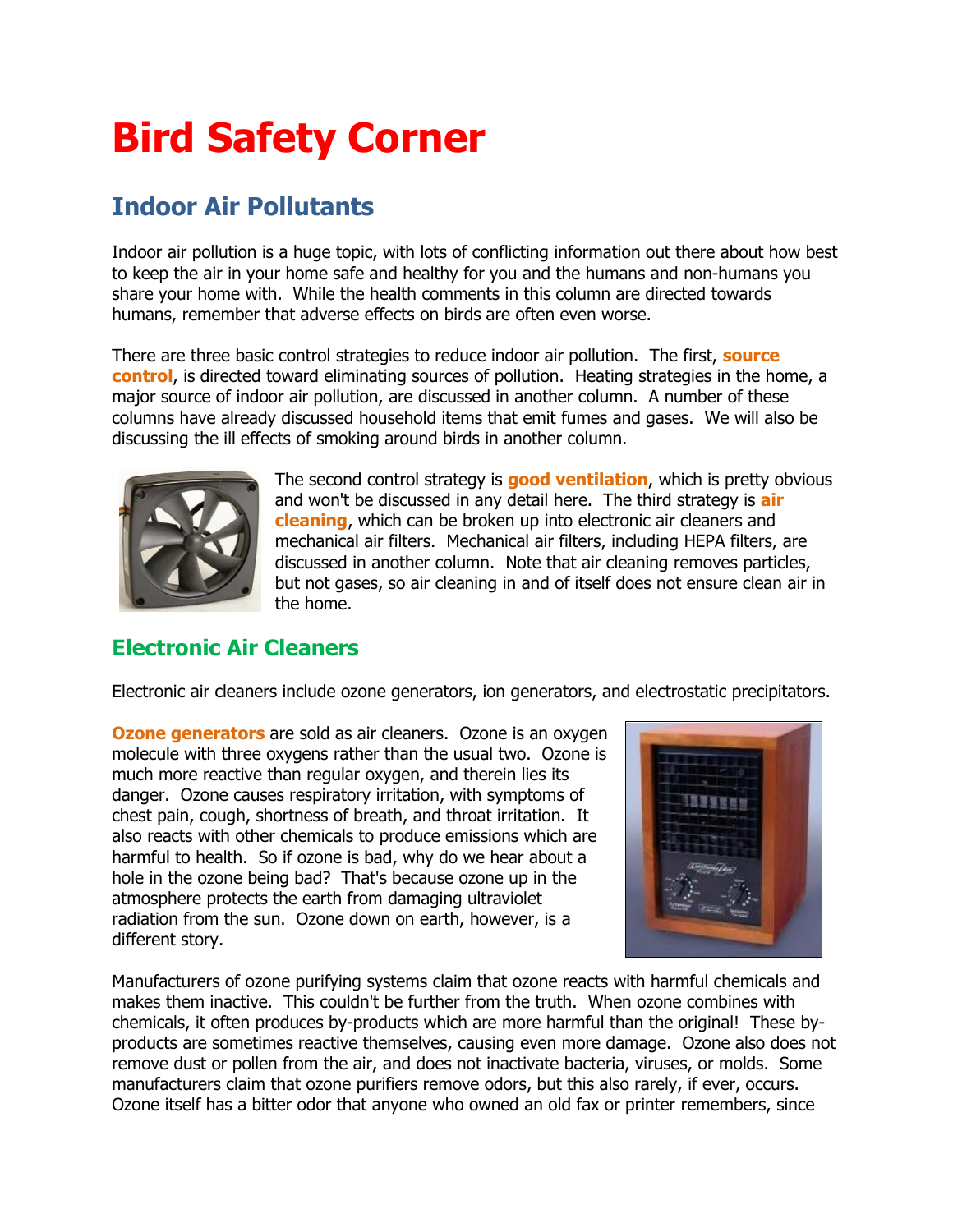# Bird Safety Corner

## Indoor Air Pollutants

Indoor air pollution is a huge topic, with lots of conflicting information out there about how best to keep the air in your home safe and healthy for you and the humans and non-humans you share your home with. While the health comments in this column are directed towards humans, remember that adverse effects on birds are often even worse.

There are three basic control strategies to reduce indoor air pollution. The first, **source control**, is directed toward eliminating sources of pollution. Heating strategies in the home, a major source of indoor air pollution, are discussed in another column. A number of these columns have already discussed household items that emit fumes and gases. We will also be discussing the ill effects of smoking around birds in another column.

The second control strategy is **good ventilation**, which is pretty obvious and won't be discussed in any detail here. The third strategy is **air cleaning**, which can be broken up into electronic air cleaners and mechanical air filters. Mechanical air filters, including HEPA filters, are discussed in another column. Note that air cleaning removes particles, but not gases, so air cleaning in and of itself does not ensure clean air in the home.

## Electronic Air Cleaners

Electronic air cleaners include ozone generators, ion generators, and electrostatic precipitators.

**Ozone generators** are sold as air cleaners. Ozone is an oxygen molecule with three oxygens rather than the usual two. Ozone is much more reactive than regular oxygen, and therein lies its danger. Ozone causes respiratory irritation, with symptoms of chest pain, cough, shortness of breath, and throat irritation. It also reacts with other chemicals to produce emissions which are harmful to health. So if ozone is bad, why do we hear about a hole in the ozone being bad? That's because ozone up in the atmosphere protects the earth from damaging ultraviolet radiation from the sun. Ozone down on earth, however, is a different story.

Manufacturers of ozone purifying systems claim that ozone reacts with harmful chemicals and makes them inactive. This couldn't be further from the truth. When ozone combines with chemicals, it often produces by-products which are more harmful than the original! These by-products are sometimes reactive themselves, causing even more damage. Ozone also does not remove dust or pollen from the air, and does not inactivate bacteria, viruses, or molds. Some manufacturers claim that ozone purifiers remove odors, but this also rarely, if ever, occurs. Ozone itself has a bitter odor that anyone who owned an old fax or printer remembers, since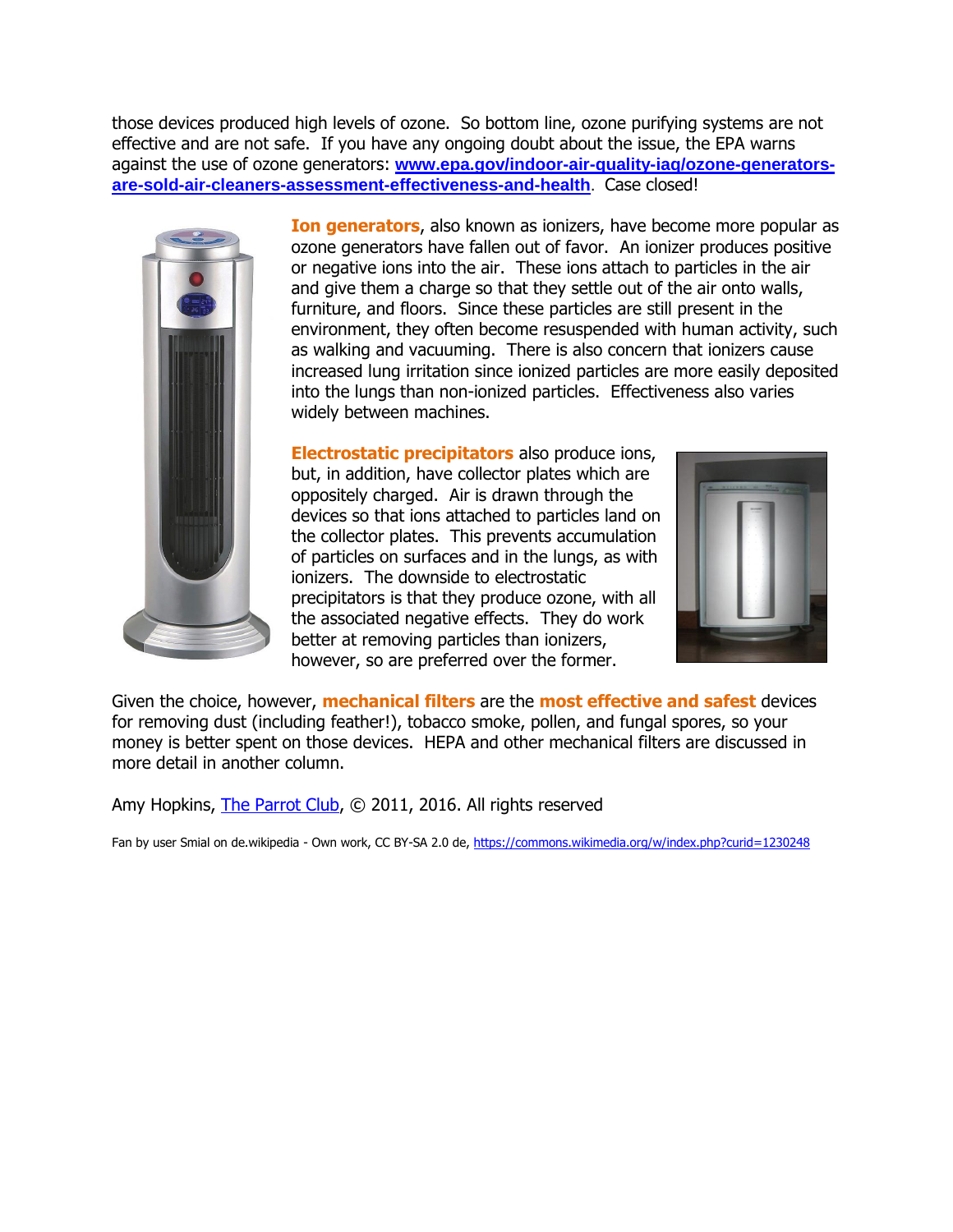those devices produced high levels of ozone. So bottom line, ozone purifying systems are not effective and are not safe. If you have any ongoing doubt about the issue, the EPA warns against the use of ozone generators: **www.epa.gov/indoor-air-quality-iaq/ozone-generators-are-sold-air-cleaners-assessment-effectiveness-and-health**. Case closed!

**Ion generators**, also known as ionizers, have become more popular as ozone generators have fallen out of favor. An ionizer produces positive or negative ions into the air. These ions attach to particles in the air and give them a charge so that they settle out of the air onto walls, furniture, and floors. Since these particles are still present in the environment, they often become resuspended with human activity, such as walking and vacuuming. There is also concern that ionizers cause increased lung irritation since ionized particles are more easily deposited into the lungs than non-ionized particles. Effectiveness also varies widely between machines.

**Electrostatic precipitators** also produce ions, but, in addition, have collector plates which are oppositely charged. Air is drawn through the devices so that ions attached to particles land on the collector plates. This prevents accumulation of particles on surfaces and in the lungs, as with ionizers. The downside to electrostatic precipitators is that they produce ozone, with all the associated negative effects. They do work better at removing particles than ionizers, however, so are preferred over the former.

Given the choice, however, **mechanical filters** are the **most effective and safest** devices for removing dust (including feather!), tobacco smoke, pollen, and fungal spores, so your money is better spent on those devices. HEPA and other mechanical filters are discussed in more detail in another column.

Amy Hopkins, The Parrot Club, © 2011, 2016. All rights reserved

Fan by user Smial on de.wikipedia - Own work, CC BY-SA 2.0 de, https://commons.wikimedia.org/w/index.php?curid=1230248